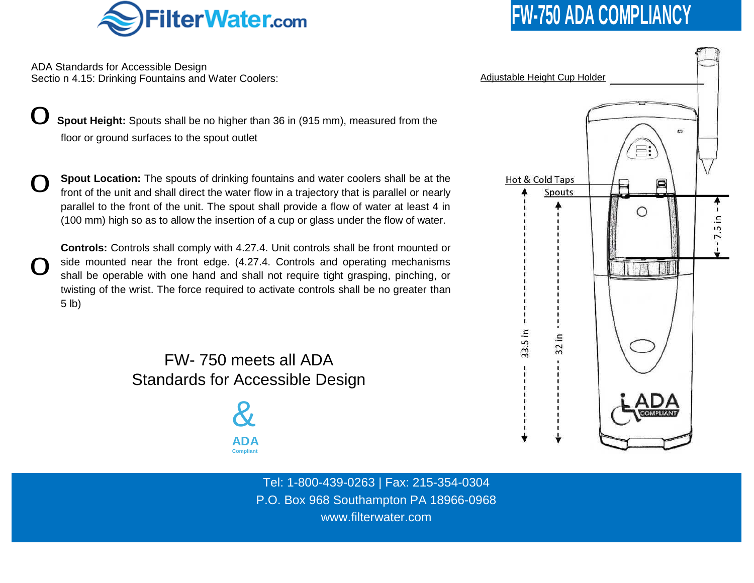# FW-750 ADA COMPLIANCY

ADA Standards for Accessible Design
Sectio n 4.15: Drinking Fountains and Water Coolers:

- **Spout Height:** Spouts shall be no higher than 36 in (915 mm), measured from the floor or ground surfaces to the spout outlet

- **Spout Location:** The spouts of drinking fountains and water coolers shall be at the front of the unit and shall direct the water flow in a trajectory that is parallel or nearly parallel to the front of the unit. The spout shall provide a flow of water at least 4 in (100 mm) high so as to allow the insertion of a cup or glass under the flow of water.

- **Controls:** Controls shall comply with 4.27.4. Unit controls shall be front mounted or side mounted near the front edge. (4.27.4. Controls and operating mechanisms shall be operable with one hand and shall not require tight grasping, pinching, or twisting of the wrist. The force required to activate controls shall be no greater than 5 lb)

FW- 750 meets all ADA
Standards for Accessible Design

&

ADA
Compliant

Adjustable Height Cup Holder

Hot & Cold Taps

Spouts

7.5 in

33.5 in

32 in

ADA COMPLIANT

Tel: 1-800-439-0263 | Fax: 215-354-0304
P.O. Box 968 Southampton PA 18966-0968
www.filterwater.com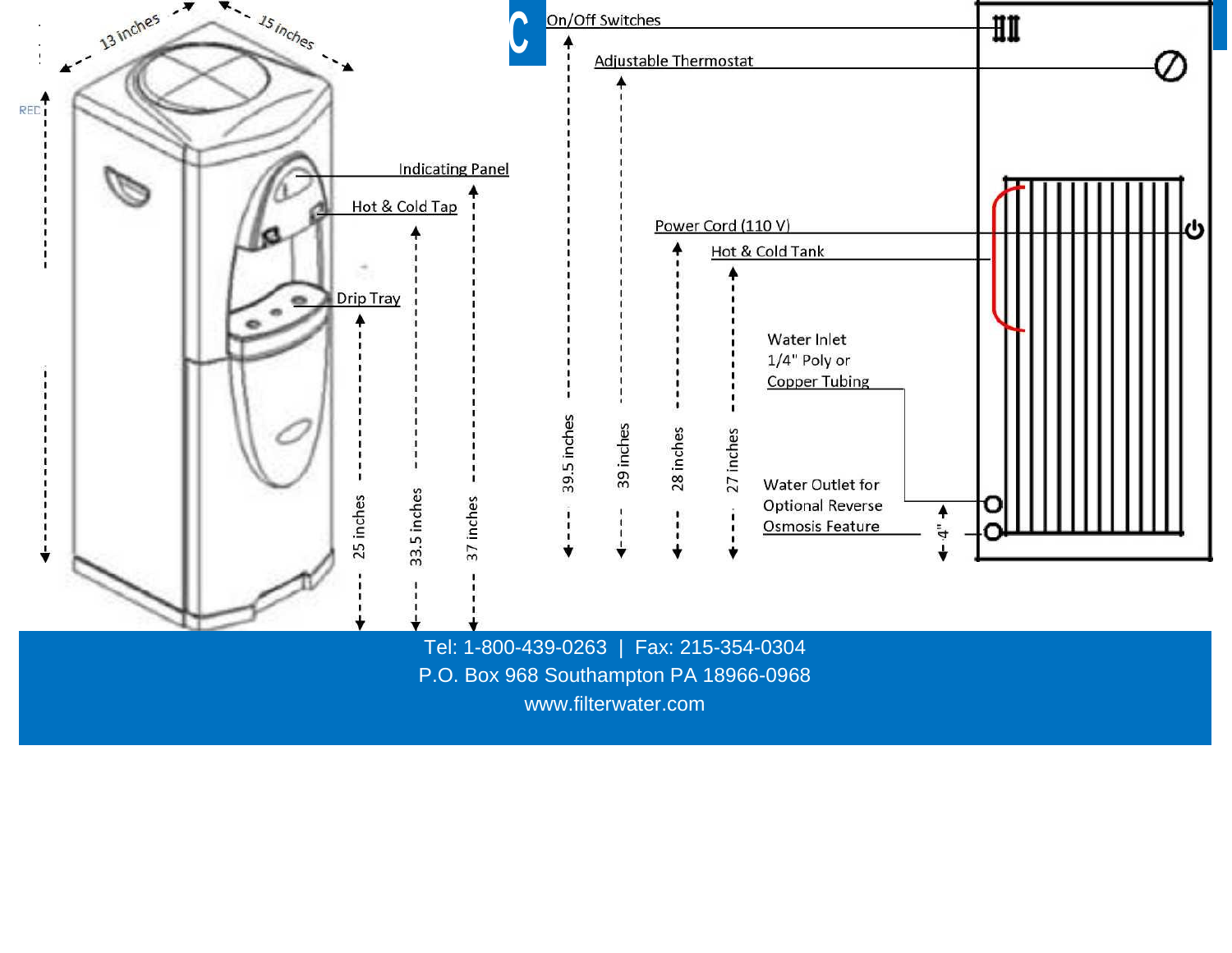13 inches

15 inches

Indicating Panel

Hot & Cold Tap

Drip Tray

25 inches

33.5 inches

37 inches

C

On/Off Switches

Adjustable Thermostat

Power Cord (110 V)

Hot & Cold Tank

Water Inlet
1/4" Poly or
Copper Tubing

Water Outlet for
Optional Reverse
Osmosis Feature

39.5 inches

39 inches

28 inches

27 inches

4"

Tel: 1-800-439-0263 | Fax: 215-354-0304
P.O. Box 968 Southampton PA 18966-0968
www.filterwater.com